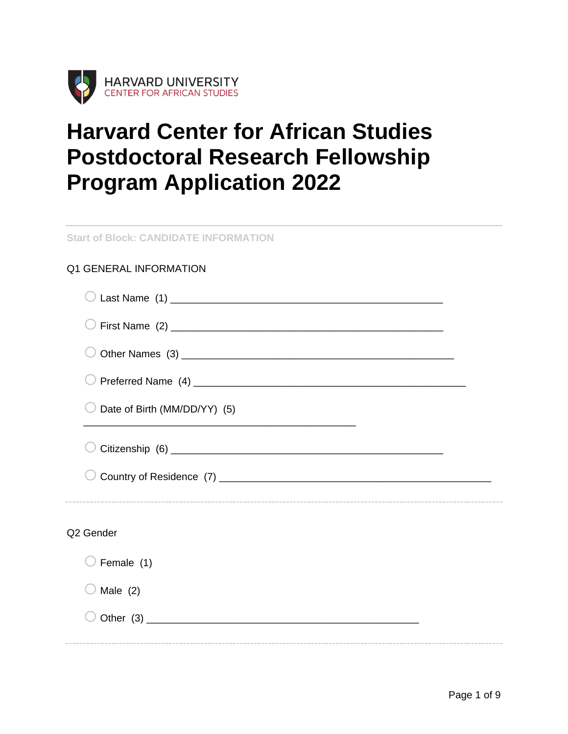HARVARD UNIVERSITY
CENTER FOR AFRICAN STUDIES

# Harvard Center for African Studies Postdoctoral Research Fellowship Program Application 2022

---

Start of Block: CANDIDATE INFORMATION

Q1 GENERAL INFORMATION

- ○ Last Name (1) ________________________________________________
- ○ First Name (2) ________________________________________________
- ○ Other Names (3) ________________________________________________
- ○ Preferred Name (4) ________________________________________________
- ○ Date of Birth (MM/DD/YY) (5) ________________________________________________
- ○ Citizenship (6) ________________________________________________
- ○ Country of Residence (7) ________________________________________________

---

Q2 Gender

- ○ Female (1)
- ○ Male (2)
- ○ Other (3) ________________________________________________

---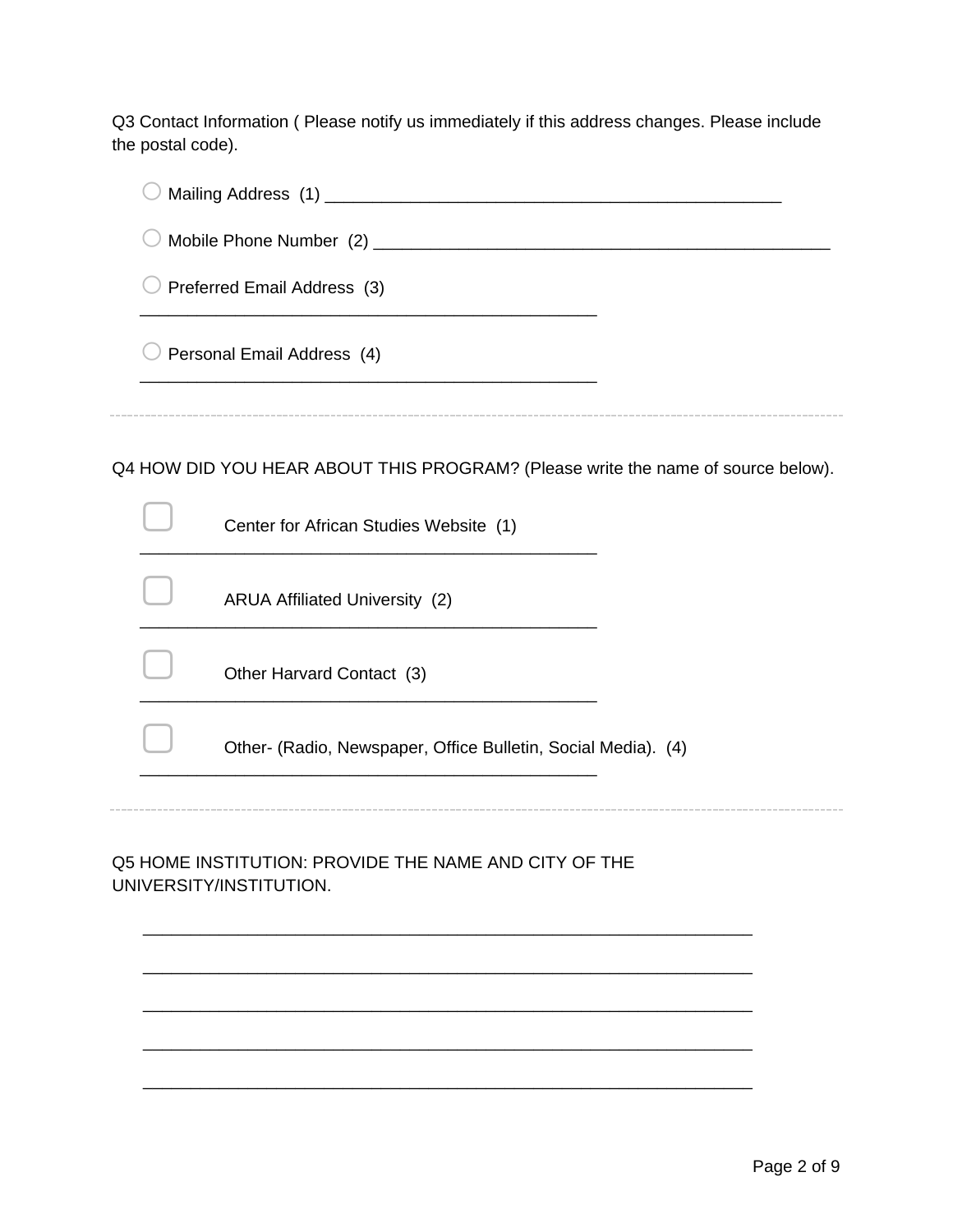Q3 Contact Information ( Please notify us immediately if this address changes. Please include the postal code).

○ Mailing Address (1) ________________________________________________

○ Mobile Phone Number (2) ________________________________________________

○ Preferred Email Address (3) ________________________________________________

○ Personal Email Address (4) ________________________________________________

---

Q4 HOW DID YOU HEAR ABOUT THIS PROGRAM? (Please write the name of source below).

- [ ] Center for African Studies Website (1) ________________________________________________
- [ ] ARUA Affiliated University (2) ________________________________________________
- [ ] Other Harvard Contact (3) ________________________________________________
- [ ] Other- (Radio, Newspaper, Office Bulletin, Social Media). (4) ________________________________________________

---

Q5 HOME INSTITUTION: PROVIDE THE NAME AND CITY OF THE UNIVERSITY/INSTITUTION.

________________________________________________________________

________________________________________________________________

________________________________________________________________

________________________________________________________________

________________________________________________________________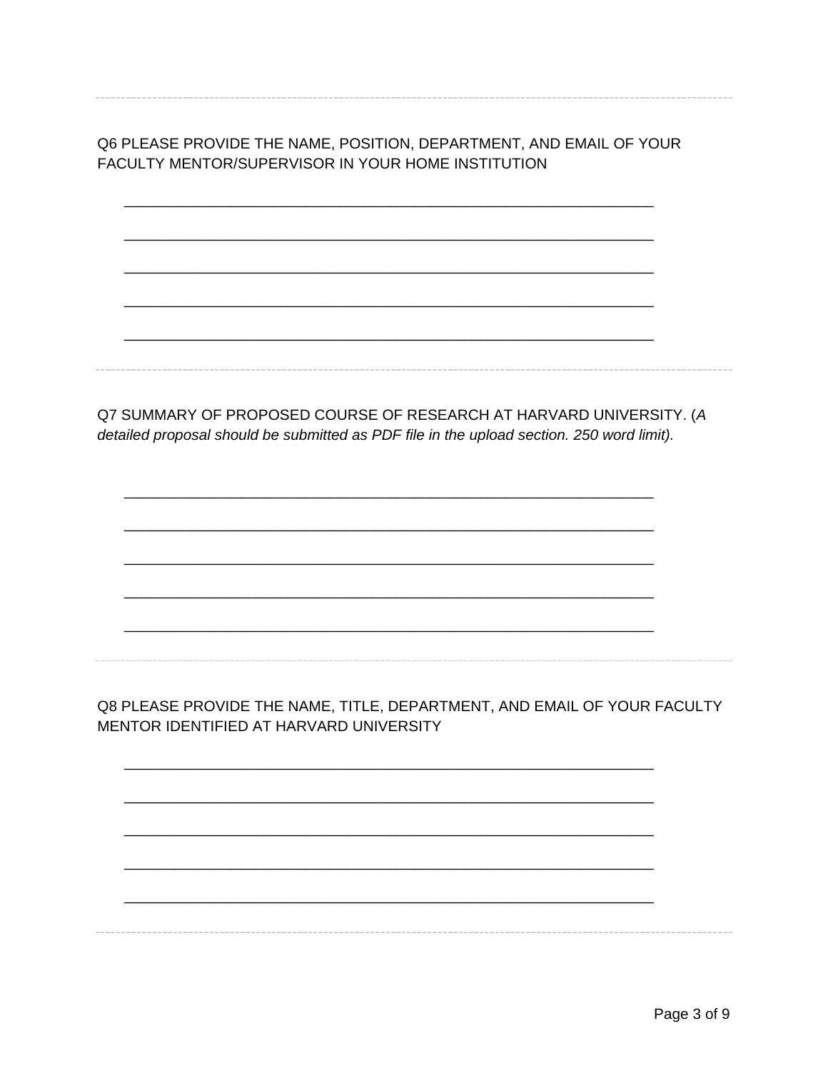---

Q6 PLEASE PROVIDE THE NAME, POSITION, DEPARTMENT, AND EMAIL OF YOUR FACULTY MENTOR/SUPERVISOR IN YOUR HOME INSTITUTION

________________________________________________________________

________________________________________________________________

________________________________________________________________

________________________________________________________________

________________________________________________________________

---

Q7 SUMMARY OF PROPOSED COURSE OF RESEARCH AT HARVARD UNIVERSITY. (*A detailed proposal should be submitted as PDF file in the upload section. 250 word limit).*

________________________________________________________________

________________________________________________________________

________________________________________________________________

________________________________________________________________

________________________________________________________________

---

Q8 PLEASE PROVIDE THE NAME, TITLE, DEPARTMENT, AND EMAIL OF YOUR FACULTY MENTOR IDENTIFIED AT HARVARD UNIVERSITY

________________________________________________________________

________________________________________________________________

________________________________________________________________

________________________________________________________________

________________________________________________________________

---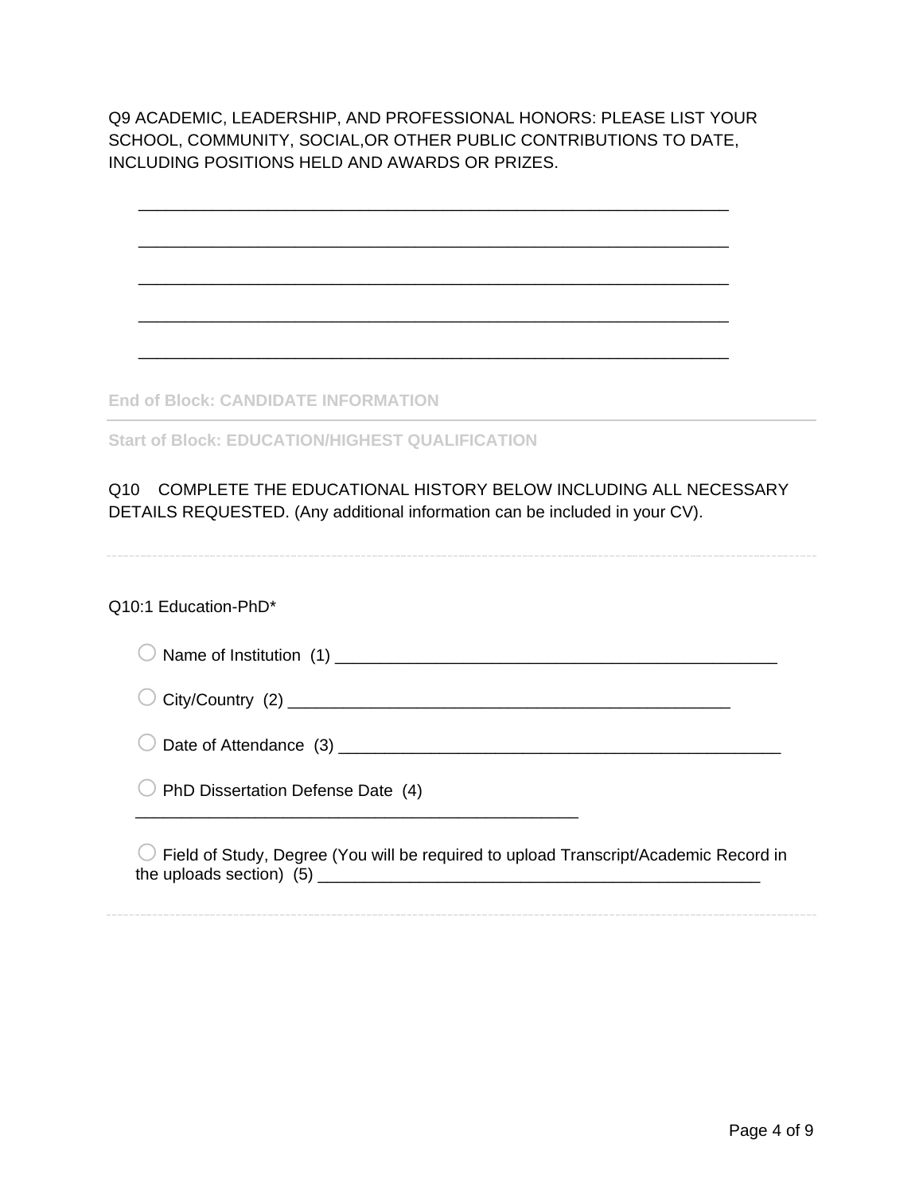Q9 ACADEMIC, LEADERSHIP, AND PROFESSIONAL HONORS: PLEASE LIST YOUR SCHOOL, COMMUNITY, SOCIAL,OR OTHER PUBLIC CONTRIBUTIONS TO DATE, INCLUDING POSITIONS HELD AND AWARDS OR PRIZES.

________________________________________________________________

________________________________________________________________

________________________________________________________________

________________________________________________________________

________________________________________________________________

**End of Block: CANDIDATE INFORMATION**

---

**Start of Block: EDUCATION/HIGHEST QUALIFICATION**

Q10 COMPLETE THE EDUCATIONAL HISTORY BELOW INCLUDING ALL NECESSARY DETAILS REQUESTED. (Any additional information can be included in your CV).

---

Q10:1 Education-PhD*

○ Name of Institution (1) ________________________________________________

○ City/Country (2) ________________________________________________

○ Date of Attendance (3) ________________________________________________

○ PhD Dissertation Defense Date (4) ________________________________________________

○ Field of Study, Degree (You will be required to upload Transcript/Academic Record in the uploads section) (5) ________________________________________________

---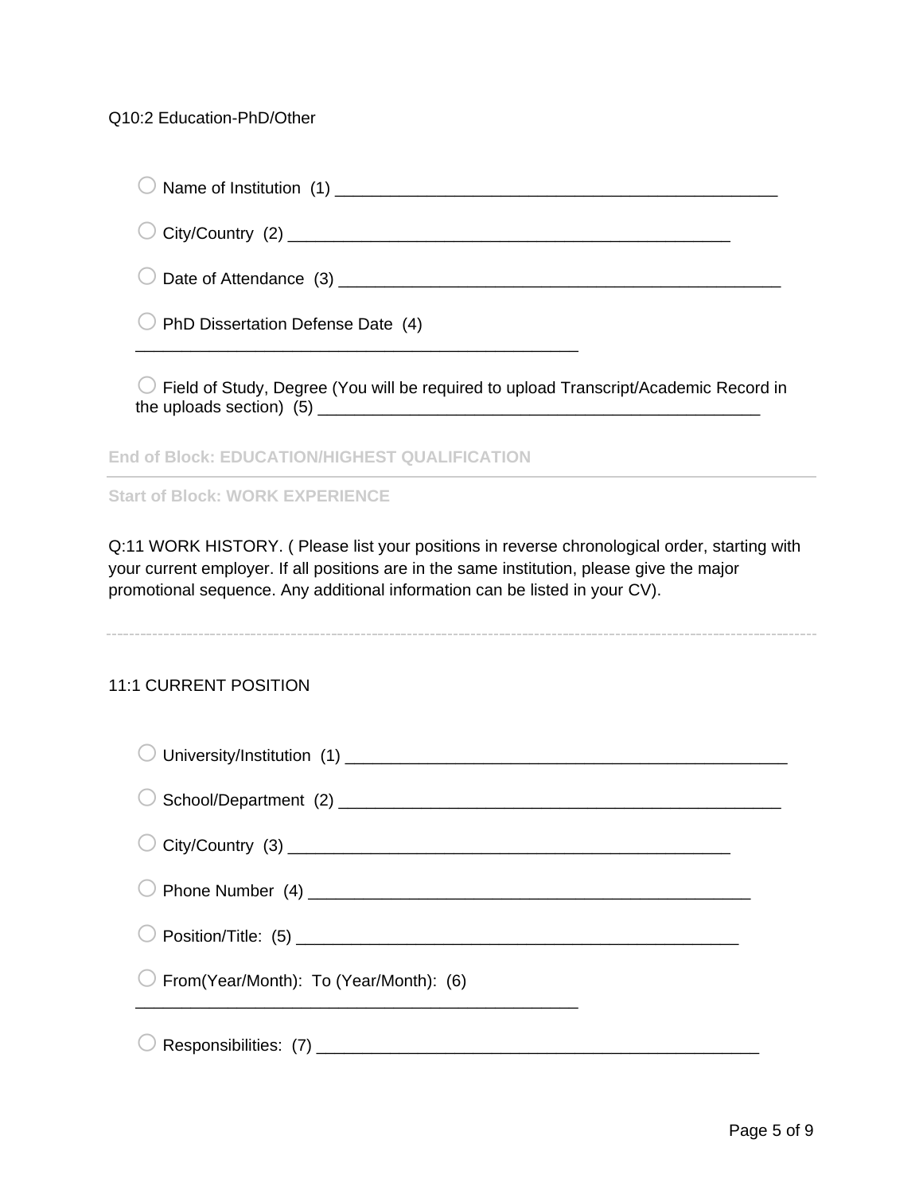Q10:2 Education-PhD/Other

○ Name of Institution (1) ________________________________________________

○ City/Country (2) ________________________________________________

○ Date of Attendance (3) ________________________________________________

○ PhD Dissertation Defense Date (4) ________________________________________________

○ Field of Study, Degree (You will be required to upload Transcript/Academic Record in the uploads section) (5) ________________________________________________

**End of Block: EDUCATION/HIGHEST QUALIFICATION**

---

**Start of Block: WORK EXPERIENCE**

Q:11 WORK HISTORY. ( Please list your positions in reverse chronological order, starting with your current employer. If all positions are in the same institution, please give the major promotional sequence. Any additional information can be listed in your CV).

---

11:1 CURRENT POSITION

○ University/Institution (1) ________________________________________________

○ School/Department (2) ________________________________________________

○ City/Country (3) ________________________________________________

○ Phone Number (4) ________________________________________________

○ Position/Title: (5) ________________________________________________

○ From(Year/Month): To (Year/Month): (6) ________________________________________________

○ Responsibilities: (7) ________________________________________________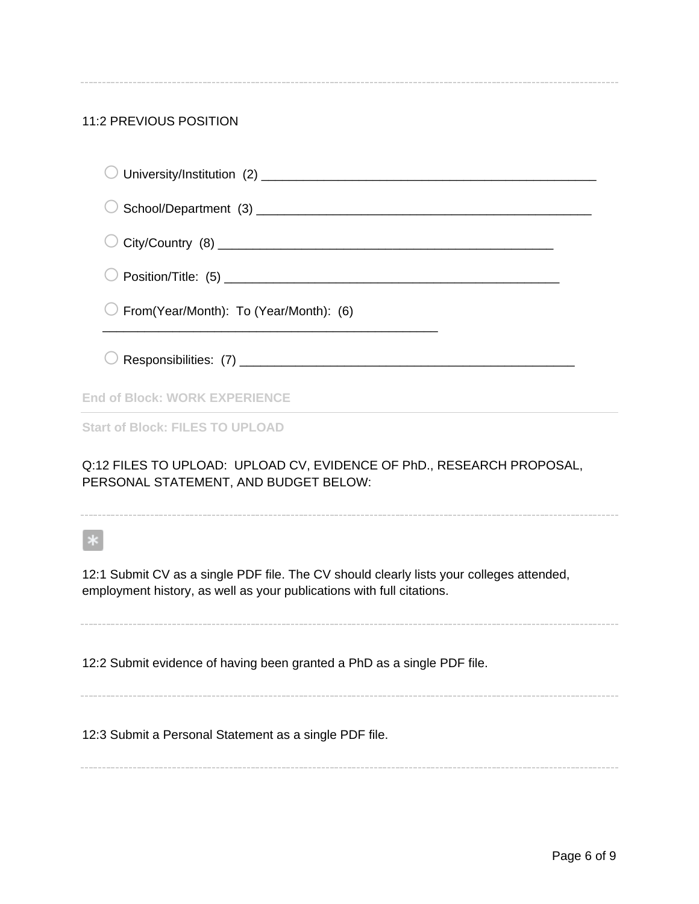11:2 PREVIOUS POSITION

- ○ University/Institution (2) ________________________________________________
- ○ School/Department (3) ________________________________________________
- ○ City/Country (8) ________________________________________________
- ○ Position/Title: (5) ________________________________________________
- ○ From(Year/Month): To (Year/Month): (6) ________________________________________________
- ○ Responsibilities: (7) ________________________________________________

**End of Block: WORK EXPERIENCE**

**Start of Block: FILES TO UPLOAD**

Q:12 FILES TO UPLOAD: UPLOAD CV, EVIDENCE OF PhD., RESEARCH PROPOSAL, PERSONAL STATEMENT, AND BUDGET BELOW:

*

12:1 Submit CV as a single PDF file. The CV should clearly lists your colleges attended, employment history, as well as your publications with full citations.

12:2 Submit evidence of having been granted a PhD as a single PDF file.

12:3 Submit a Personal Statement as a single PDF file.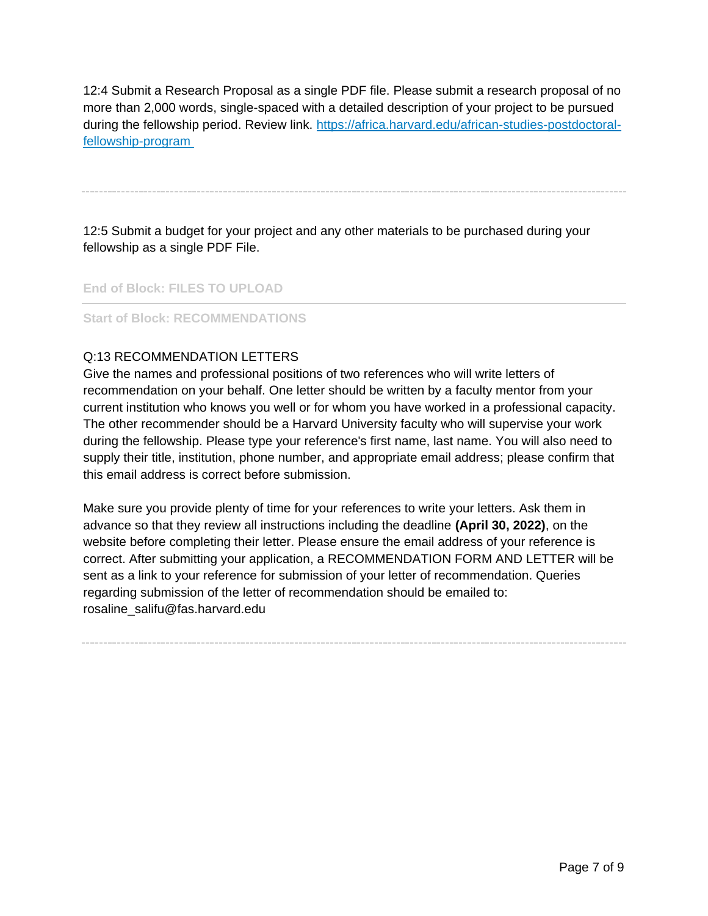12:4 Submit a Research Proposal as a single PDF file. Please submit a research proposal of no more than 2,000 words, single-spaced with a detailed description of your project to be pursued during the fellowship period. Review link. [https://africa.harvard.edu/african-studies-postdoctoral-fellowship-program](https://africa.harvard.edu/african-studies-postdoctoral-fellowship-program)

---

12:5 Submit a budget for your project and any other materials to be purchased during your fellowship as a single PDF File.

End of Block: FILES TO UPLOAD

---

Start of Block: RECOMMENDATIONS

Q:13 RECOMMENDATION LETTERS
Give the names and professional positions of two references who will write letters of recommendation on your behalf. One letter should be written by a faculty mentor from your current institution who knows you well or for whom you have worked in a professional capacity. The other recommender should be a Harvard University faculty who will supervise your work during the fellowship. Please type your reference's first name, last name. You will also need to supply their title, institution, phone number, and appropriate email address; please confirm that this email address is correct before submission.

Make sure you provide plenty of time for your references to write your letters. Ask them in advance so that they review all instructions including the deadline **(April 30, 2022)**, on the website before completing their letter. Please ensure the email address of your reference is correct. After submitting your application, a RECOMMENDATION FORM AND LETTER will be sent as a link to your reference for submission of your letter of recommendation. Queries regarding submission of the letter of recommendation should be emailed to: rosaline_salifu@fas.harvard.edu

---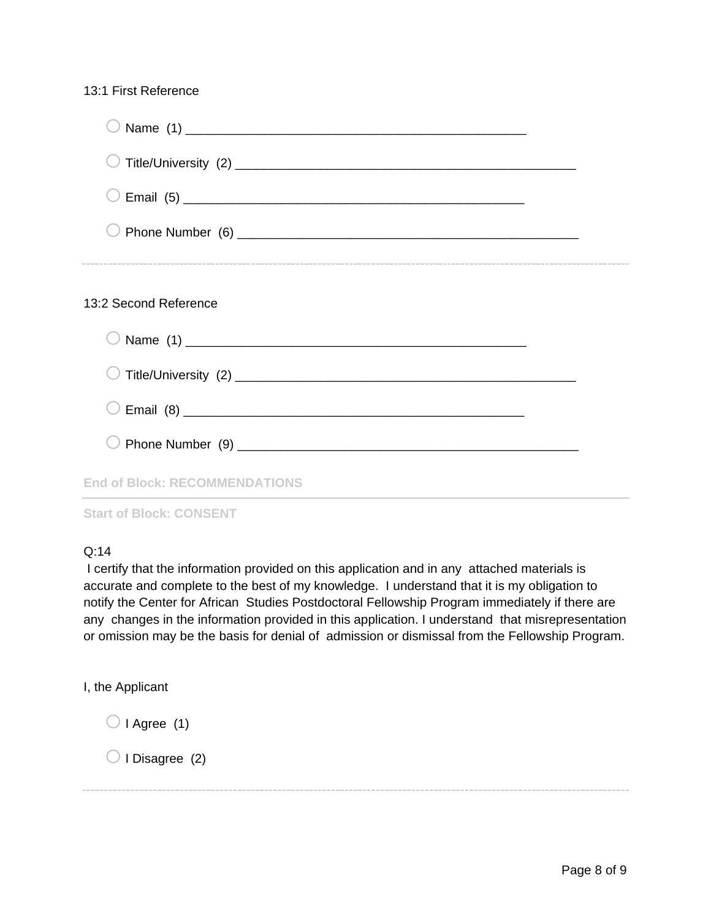13:1 First Reference

- Name (1) ________________________________________________
- Title/University (2) ________________________________________________
- Email (5) ________________________________________________
- Phone Number (6) ________________________________________________

---

13:2 Second Reference

- Name (1) ________________________________________________
- Title/University (2) ________________________________________________
- Email (8) ________________________________________________
- Phone Number (9) ________________________________________________

**End of Block: RECOMMENDATIONS**

---

**Start of Block: CONSENT**

Q:14
I certify that the information provided on this application and in any attached materials is accurate and complete to the best of my knowledge. I understand that it is my obligation to notify the Center for African Studies Postdoctoral Fellowship Program immediately if there are any changes in the information provided in this application. I understand that misrepresentation or omission may be the basis for denial of admission or dismissal from the Fellowship Program.

I, the Applicant

- I Agree (1)
- I Disagree (2)

---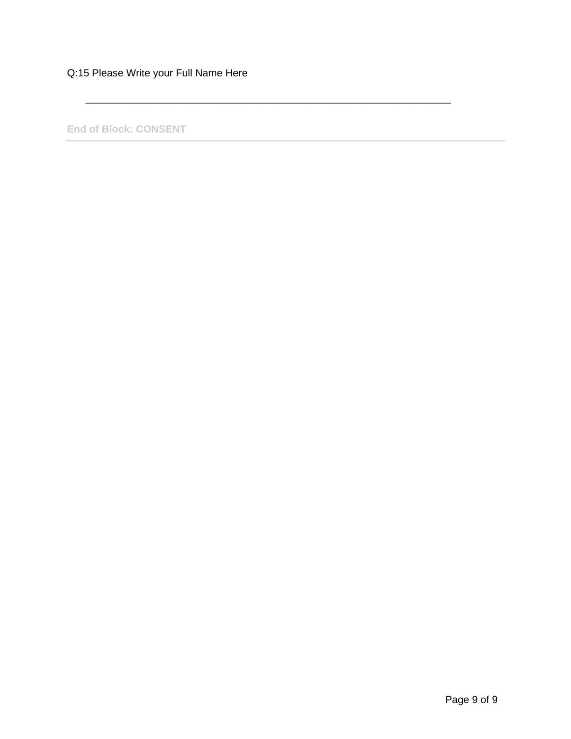Q:15 Please Write your Full Name Here

\_\_\_\_\_\_\_\_\_\_\_\_\_\_\_\_\_\_\_\_\_\_\_\_\_\_\_\_\_\_\_\_\_\_\_\_\_\_\_\_\_\_\_\_\_\_\_\_\_\_\_\_\_\_\_\_\_\_\_\_\_\_\_\_

**End of Block: CONSENT**

---